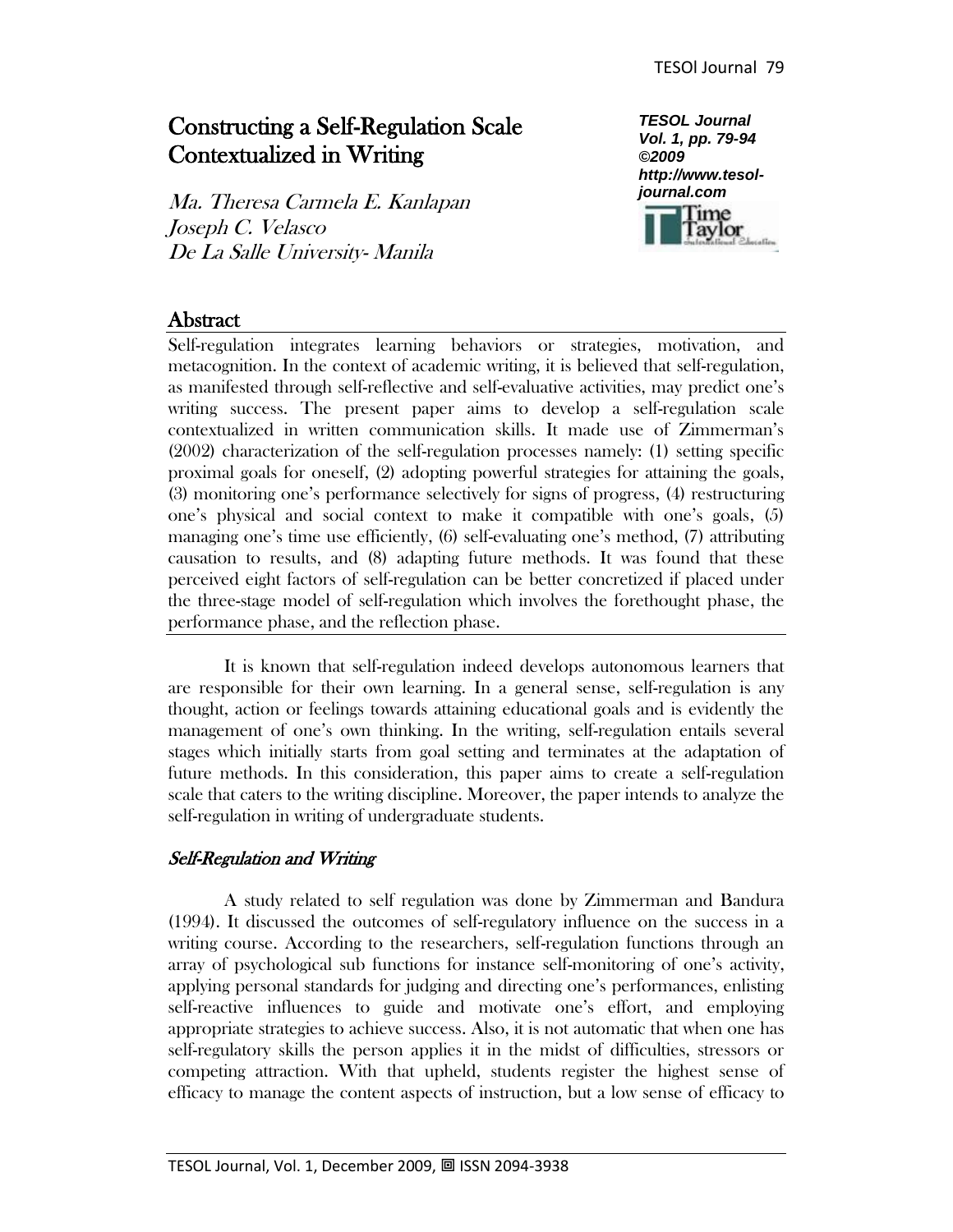# Constructing a Self-Regulation Scale Contextualized in Writing

*Ma. Theresa Carmela E. Kanlapan*
*Joseph C. Velasco*
*De La Salle University- Manila*

**TESOL Journal**
**Vol. 1, pp. 79-94**
**©2009**
**http://www.tesol-journal.com**

## Abstract

Self-regulation integrates learning behaviors or strategies, motivation, and metacognition. In the context of academic writing, it is believed that self-regulation, as manifested through self-reflective and self-evaluative activities, may predict one's writing success. The present paper aims to develop a self-regulation scale contextualized in written communication skills. It made use of Zimmerman's (2002) characterization of the self-regulation processes namely: (1) setting specific proximal goals for oneself, (2) adopting powerful strategies for attaining the goals, (3) monitoring one's performance selectively for signs of progress, (4) restructuring one's physical and social context to make it compatible with one's goals, (5) managing one's time use efficiently, (6) self-evaluating one's method, (7) attributing causation to results, and (8) adapting future methods. It was found that these perceived eight factors of self-regulation can be better concretized if placed under the three-stage model of self-regulation which involves the forethought phase, the performance phase, and the reflection phase.

It is known that self-regulation indeed develops autonomous learners that are responsible for their own learning. In a general sense, self-regulation is any thought, action or feelings towards attaining educational goals and is evidently the management of one's own thinking. In the writing, self-regulation entails several stages which initially starts from goal setting and terminates at the adaptation of future methods. In this consideration, this paper aims to create a self-regulation scale that caters to the writing discipline. Moreover, the paper intends to analyze the self-regulation in writing of undergraduate students.

### *Self-Regulation and Writing*

A study related to self regulation was done by Zimmerman and Bandura (1994). It discussed the outcomes of self-regulatory influence on the success in a writing course. According to the researchers, self-regulation functions through an array of psychological sub functions for instance self-monitoring of one's activity, applying personal standards for judging and directing one's performances, enlisting self-reactive influences to guide and motivate one's effort, and employing appropriate strategies to achieve success. Also, it is not automatic that when one has self-regulatory skills the person applies it in the midst of difficulties, stressors or competing attraction. With that upheld, students register the highest sense of efficacy to manage the content aspects of instruction, but a low sense of efficacy to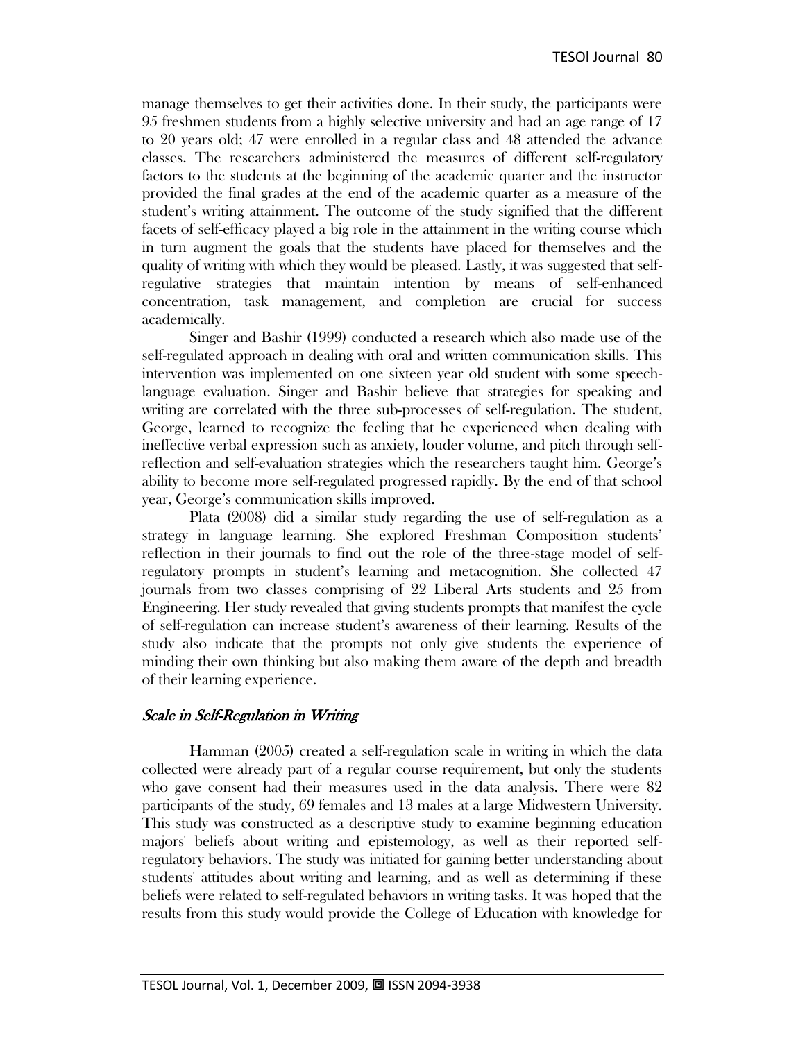manage themselves to get their activities done. In their study, the participants were 95 freshmen students from a highly selective university and had an age range of 17 to 20 years old; 47 were enrolled in a regular class and 48 attended the advance classes. The researchers administered the measures of different self-regulatory factors to the students at the beginning of the academic quarter and the instructor provided the final grades at the end of the academic quarter as a measure of the student's writing attainment. The outcome of the study signified that the different facets of self-efficacy played a big role in the attainment in the writing course which in turn augment the goals that the students have placed for themselves and the quality of writing with which they would be pleased. Lastly, it was suggested that self-regulative strategies that maintain intention by means of self-enhanced concentration, task management, and completion are crucial for success academically.

Singer and Bashir (1999) conducted a research which also made use of the self-regulated approach in dealing with oral and written communication skills. This intervention was implemented on one sixteen year old student with some speech-language evaluation. Singer and Bashir believe that strategies for speaking and writing are correlated with the three sub-processes of self-regulation. The student, George, learned to recognize the feeling that he experienced when dealing with ineffective verbal expression such as anxiety, louder volume, and pitch through self-reflection and self-evaluation strategies which the researchers taught him. George's ability to become more self-regulated progressed rapidly. By the end of that school year, George's communication skills improved.

Plata (2008) did a similar study regarding the use of self-regulation as a strategy in language learning. She explored Freshman Composition students' reflection in their journals to find out the role of the three-stage model of self-regulatory prompts in student's learning and metacognition. She collected 47 journals from two classes comprising of 22 Liberal Arts students and 25 from Engineering. Her study revealed that giving students prompts that manifest the cycle of self-regulation can increase student's awareness of their learning. Results of the study also indicate that the prompts not only give students the experience of minding their own thinking but also making them aware of the depth and breadth of their learning experience.

### *Scale in Self-Regulation in Writing*

Hamman (2005) created a self-regulation scale in writing in which the data collected were already part of a regular course requirement, but only the students who gave consent had their measures used in the data analysis. There were 82 participants of the study, 69 females and 13 males at a large Midwestern University. This study was constructed as a descriptive study to examine beginning education majors' beliefs about writing and epistemology, as well as their reported self-regulatory behaviors. The study was initiated for gaining better understanding about students' attitudes about writing and learning, and as well as determining if these beliefs were related to self-regulated behaviors in writing tasks. It was hoped that the results from this study would provide the College of Education with knowledge for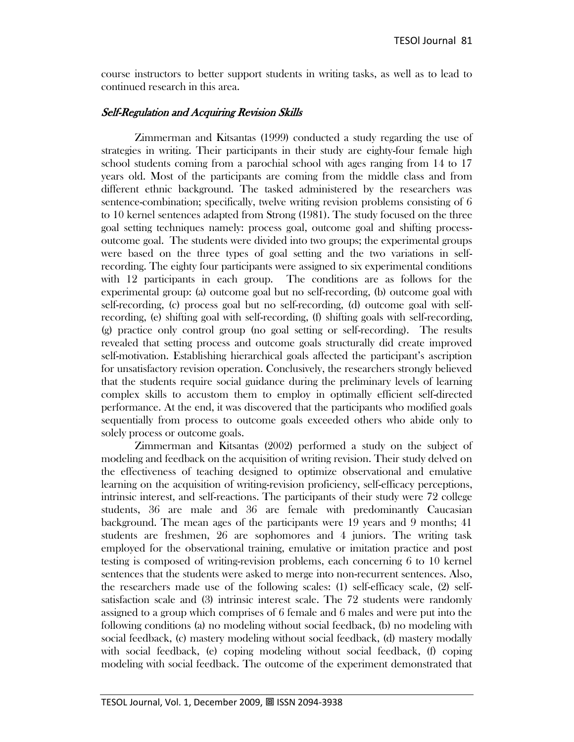course instructors to better support students in writing tasks, as well as to lead to continued research in this area.

### *Self-Regulation and Acquiring Revision Skills*

Zimmerman and Kitsantas (1999) conducted a study regarding the use of strategies in writing. Their participants in their study are eighty-four female high school students coming from a parochial school with ages ranging from 14 to 17 years old. Most of the participants are coming from the middle class and from different ethnic background. The tasked administered by the researchers was sentence-combination; specifically, twelve writing revision problems consisting of 6 to 10 kernel sentences adapted from Strong (1981). The study focused on the three goal setting techniques namely: process goal, outcome goal and shifting process-outcome goal. The students were divided into two groups; the experimental groups were based on the three types of goal setting and the two variations in self-recording. The eighty four participants were assigned to six experimental conditions with 12 participants in each group. The conditions are as follows for the experimental group: (a) outcome goal but no self-recording, (b) outcome goal with self-recording, (c) process goal but no self-recording, (d) outcome goal with self-recording, (e) shifting goal with self-recording, (f) shifting goals with self-recording, (g) practice only control group (no goal setting or self-recording). The results revealed that setting process and outcome goals structurally did create improved self-motivation. Establishing hierarchical goals affected the participant's ascription for unsatisfactory revision operation. Conclusively, the researchers strongly believed that the students require social guidance during the preliminary levels of learning complex skills to accustom them to employ in optimally efficient self-directed performance. At the end, it was discovered that the participants who modified goals sequentially from process to outcome goals exceeded others who abide only to solely process or outcome goals.

Zimmerman and Kitsantas (2002) performed a study on the subject of modeling and feedback on the acquisition of writing revision. Their study delved on the effectiveness of teaching designed to optimize observational and emulative learning on the acquisition of writing-revision proficiency, self-efficacy perceptions, intrinsic interest, and self-reactions. The participants of their study were 72 college students, 36 are male and 36 are female with predominantly Caucasian background. The mean ages of the participants were 19 years and 9 months; 41 students are freshmen, 26 are sophomores and 4 juniors. The writing task employed for the observational training, emulative or imitation practice and post testing is composed of writing-revision problems, each concerning 6 to 10 kernel sentences that the students were asked to merge into non-recurrent sentences. Also, the researchers made use of the following scales: (1) self-efficacy scale, (2) self-satisfaction scale and (3) intrinsic interest scale. The 72 students were randomly assigned to a group which comprises of 6 female and 6 males and were put into the following conditions (a) no modeling without social feedback, (b) no modeling with social feedback, (c) mastery modeling without social feedback, (d) mastery modally with social feedback, (e) coping modeling without social feedback, (f) coping modeling with social feedback. The outcome of the experiment demonstrated that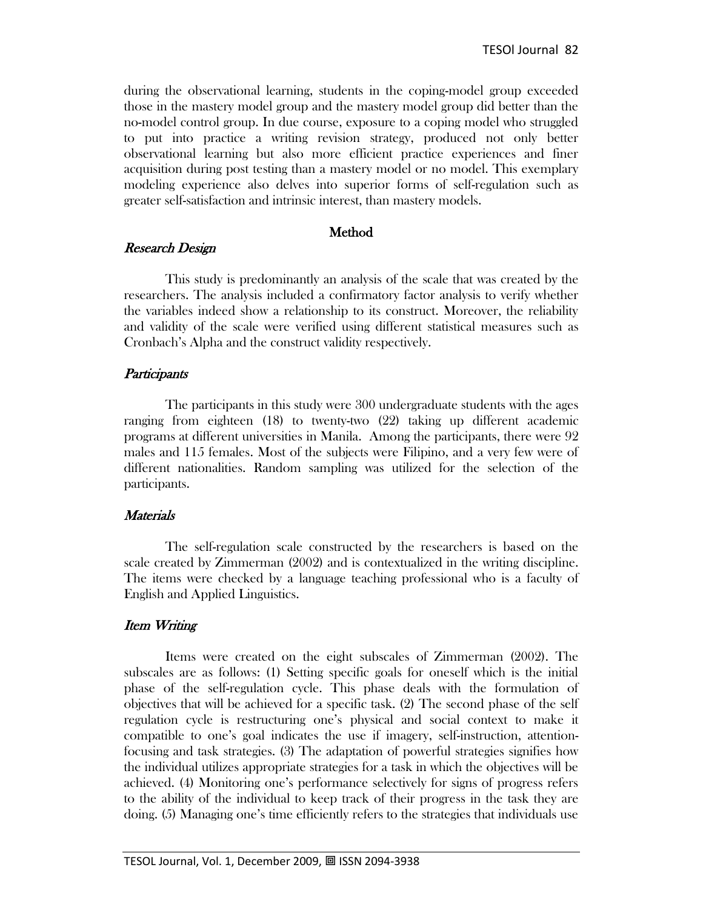during the observational learning, students in the coping-model group exceeded those in the mastery model group and the mastery model group did better than the no-model control group. In due course, exposure to a coping model who struggled to put into practice a writing revision strategy, produced not only better observational learning but also more efficient practice experiences and finer acquisition during post testing than a mastery model or no model. This exemplary modeling experience also delves into superior forms of self-regulation such as greater self-satisfaction and intrinsic interest, than mastery models.

## Method

### *Research Design*

This study is predominantly an analysis of the scale that was created by the researchers. The analysis included a confirmatory factor analysis to verify whether the variables indeed show a relationship to its construct. Moreover, the reliability and validity of the scale were verified using different statistical measures such as Cronbach's Alpha and the construct validity respectively.

### *Participants*

The participants in this study were 300 undergraduate students with the ages ranging from eighteen (18) to twenty-two (22) taking up different academic programs at different universities in Manila. Among the participants, there were 92 males and 115 females. Most of the subjects were Filipino, and a very few were of different nationalities. Random sampling was utilized for the selection of the participants.

### *Materials*

The self-regulation scale constructed by the researchers is based on the scale created by Zimmerman (2002) and is contextualized in the writing discipline. The items were checked by a language teaching professional who is a faculty of English and Applied Linguistics.

### *Item Writing*

Items were created on the eight subscales of Zimmerman (2002). The subscales are as follows: (1) Setting specific goals for oneself which is the initial phase of the self-regulation cycle. This phase deals with the formulation of objectives that will be achieved for a specific task. (2) The second phase of the self regulation cycle is restructuring one's physical and social context to make it compatible to one's goal indicates the use if imagery, self-instruction, attention-focusing and task strategies. (3) The adaptation of powerful strategies signifies how the individual utilizes appropriate strategies for a task in which the objectives will be achieved. (4) Monitoring one's performance selectively for signs of progress refers to the ability of the individual to keep track of their progress in the task they are doing. (5) Managing one's time efficiently refers to the strategies that individuals use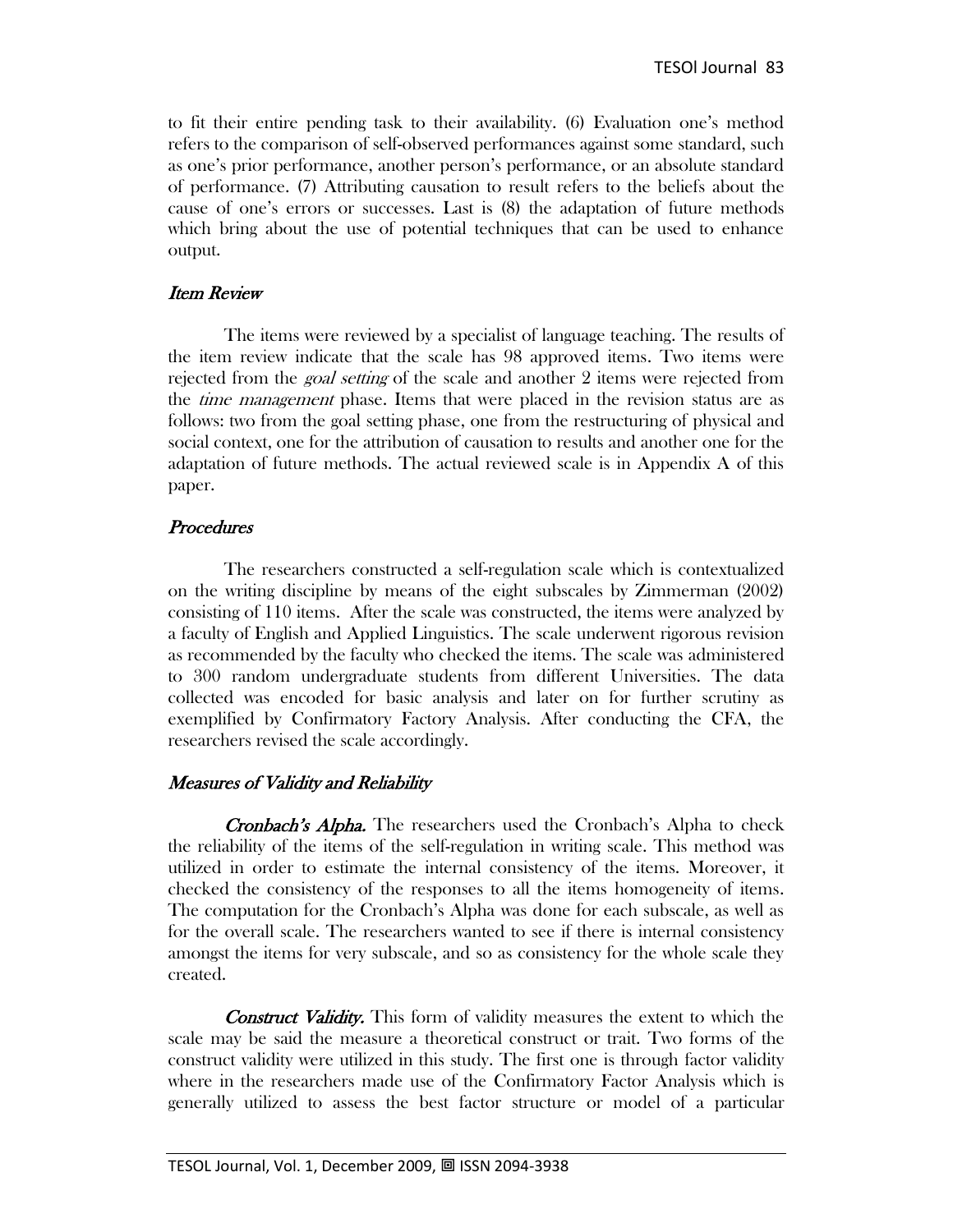to fit their entire pending task to their availability. (6) Evaluation one's method refers to the comparison of self-observed performances against some standard, such as one's prior performance, another person's performance, or an absolute standard of performance. (7) Attributing causation to result refers to the beliefs about the cause of one's errors or successes. Last is (8) the adaptation of future methods which bring about the use of potential techniques that can be used to enhance output.

### *Item Review*

The items were reviewed by a specialist of language teaching. The results of the item review indicate that the scale has 98 approved items. Two items were rejected from the *goal setting* of the scale and another 2 items were rejected from the *time management* phase. Items that were placed in the revision status are as follows: two from the goal setting phase, one from the restructuring of physical and social context, one for the attribution of causation to results and another one for the adaptation of future methods. The actual reviewed scale is in Appendix A of this paper.

### *Procedures*

The researchers constructed a self-regulation scale which is contextualized on the writing discipline by means of the eight subscales by Zimmerman (2002) consisting of 110 items. After the scale was constructed, the items were analyzed by a faculty of English and Applied Linguistics. The scale underwent rigorous revision as recommended by the faculty who checked the items. The scale was administered to 300 random undergraduate students from different Universities. The data collected was encoded for basic analysis and later on for further scrutiny as exemplified by Confirmatory Factory Analysis. After conducting the CFA, the researchers revised the scale accordingly.

### *Measures of Validity and Reliability*

***Cronbach's Alpha.*** The researchers used the Cronbach's Alpha to check the reliability of the items of the self-regulation in writing scale. This method was utilized in order to estimate the internal consistency of the items. Moreover, it checked the consistency of the responses to all the items homogeneity of items. The computation for the Cronbach's Alpha was done for each subscale, as well as for the overall scale. The researchers wanted to see if there is internal consistency amongst the items for very subscale, and so as consistency for the whole scale they created.

***Construct Validity.*** This form of validity measures the extent to which the scale may be said the measure a theoretical construct or trait. Two forms of the construct validity were utilized in this study. The first one is through factor validity where in the researchers made use of the Confirmatory Factor Analysis which is generally utilized to assess the best factor structure or model of a particular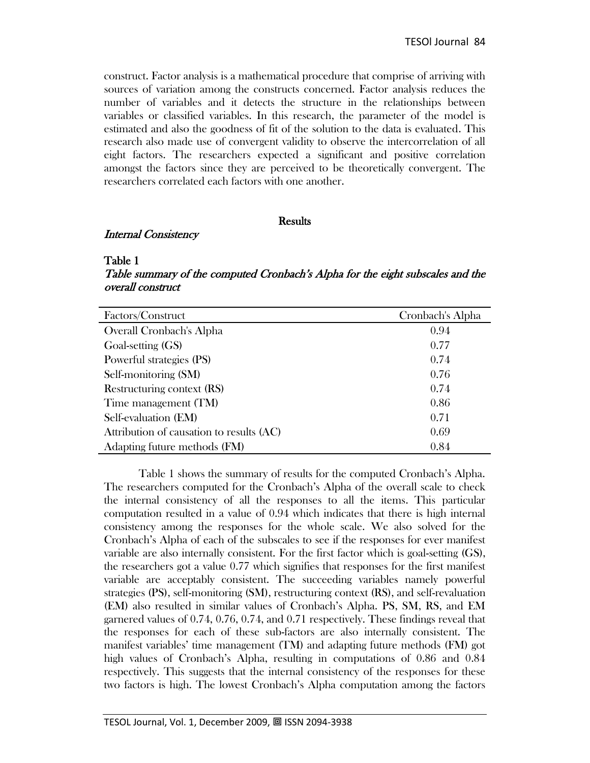construct. Factor analysis is a mathematical procedure that comprise of arriving with sources of variation among the constructs concerned. Factor analysis reduces the number of variables and it detects the structure in the relationships between variables or classified variables. In this research, the parameter of the model is estimated and also the goodness of fit of the solution to the data is evaluated. This research also made use of convergent validity to observe the intercorrelation of all eight factors. The researchers expected a significant and positive correlation amongst the factors since they are perceived to be theoretically convergent. The researchers correlated each factors with one another.

## Results

### *Internal Consistency*

**Table 1**

*Table summary of the computed Cronbach's Alpha for the eight subscales and the overall construct*

| Factors/Construct | Cronbach's Alpha |
|---|---|
| Overall Cronbach's Alpha | 0.94 |
| Goal-setting (GS) | 0.77 |
| Powerful strategies (PS) | 0.74 |
| Self-monitoring (SM) | 0.76 |
| Restructuring context (RS) | 0.74 |
| Time management (TM) | 0.86 |
| Self-evaluation (EM) | 0.71 |
| Attribution of causation to results (AC) | 0.69 |
| Adapting future methods (FM) | 0.84 |

Table 1 shows the summary of results for the computed Cronbach's Alpha. The researchers computed for the Cronbach's Alpha of the overall scale to check the internal consistency of all the responses to all the items. This particular computation resulted in a value of 0.94 which indicates that there is high internal consistency among the responses for the whole scale. We also solved for the Cronbach's Alpha of each of the subscales to see if the responses for ever manifest variable are also internally consistent. For the first factor which is goal-setting (GS), the researchers got a value 0.77 which signifies that responses for the first manifest variable are acceptably consistent. The succeeding variables namely powerful strategies (PS), self-monitoring (SM), restructuring context (RS), and self-revaluation (EM) also resulted in similar values of Cronbach's Alpha. PS, SM, RS, and EM garnered values of 0.74, 0.76, 0.74, and 0.71 respectively. These findings reveal that the responses for each of these sub-factors are also internally consistent. The manifest variables' time management (TM) and adapting future methods (FM) got high values of Cronbach's Alpha, resulting in computations of 0.86 and 0.84 respectively. This suggests that the internal consistency of the responses for these two factors is high. The lowest Cronbach's Alpha computation among the factors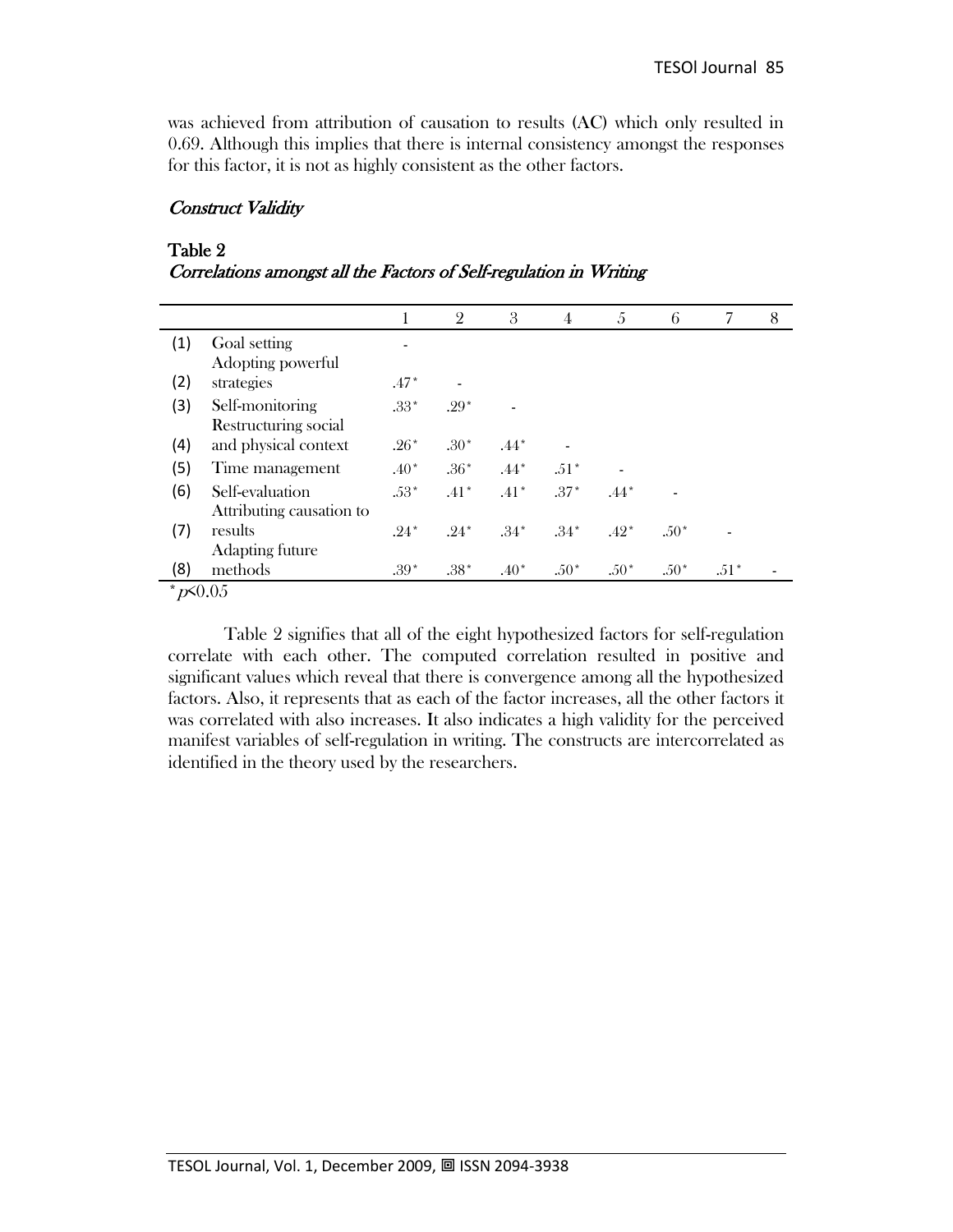was achieved from attribution of causation to results (AC) which only resulted in 0.69. Although this implies that there is internal consistency amongst the responses for this factor, it is not as highly consistent as the other factors.

### *Construct Validity*

**Table 2**
*Correlations amongst all the Factors of Self-regulation in Writing*

| | | 1 | 2 | 3 | 4 | 5 | 6 | 7 | 8 |
|---|---|---|---|---|---|---|---|---|---|
| (1) | Goal setting | - | | | | | | | |
| (2) | Adopting powerful strategies | .47* | - | | | | | | |
| (3) | Self-monitoring | .33* | .29* | - | | | | | |
| (4) | Restructuring social and physical context | .26* | .30* | .44* | - | | | | |
| (5) | Time management | .40* | .36* | .44* | .51* | - | | | |
| (6) | Self-evaluation | .53* | .41* | .41* | .37* | .44* | - | | |
| (7) | Attributing causation to results | .24* | .24* | .34* | .34* | .42* | .50* | - | |
| (8) | Adapting future methods | .39* | .38* | .40* | .50* | .50* | .50* | .51* | - |

*$p<0.05$

Table 2 signifies that all of the eight hypothesized factors for self-regulation correlate with each other. The computed correlation resulted in positive and significant values which reveal that there is convergence among all the hypothesized factors. Also, it represents that as each of the factor increases, all the other factors it was correlated with also increases. It also indicates a high validity for the perceived manifest variables of self-regulation in writing. The constructs are intercorrelated as identified in the theory used by the researchers.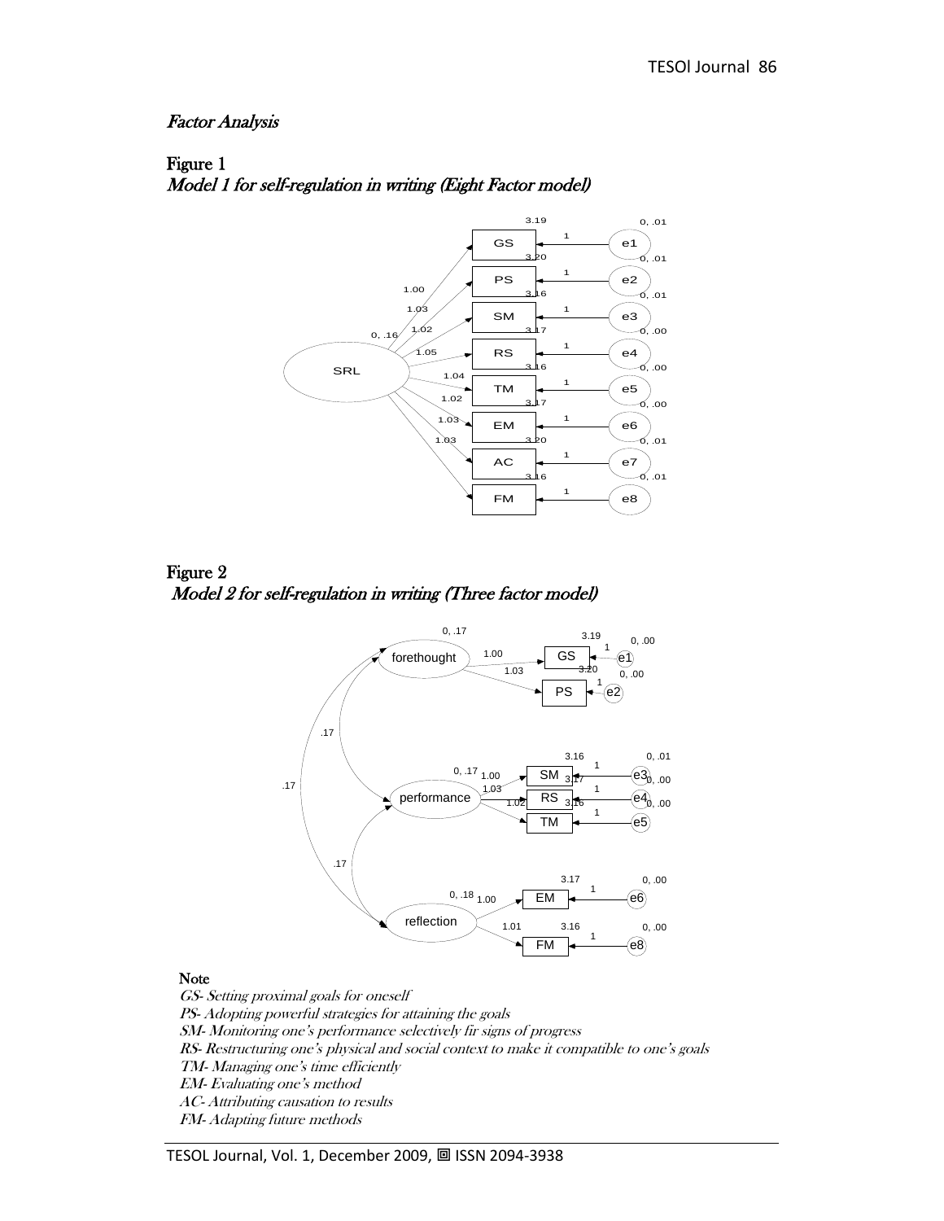## Factor Analysis

**Figure 1**
*Model 1 for self-regulation in writing (Eight Factor model)*

**Figure 2**
*Model 2 for self-regulation in writing (Three factor model)*

**Note**

*GS- Setting proximal goals for oneself*
*PS- Adopting powerful strategies for attaining the goals*
*SM- Monitoring one's performance selectively fir signs of progress*
*RS- Restructuring one's physical and social context to make it compatible to one's goals*
*TM- Managing one's time efficiently*
*EM- Evaluating one's method*
*AC- Attributing causation to results*
*FM- Adapting future methods*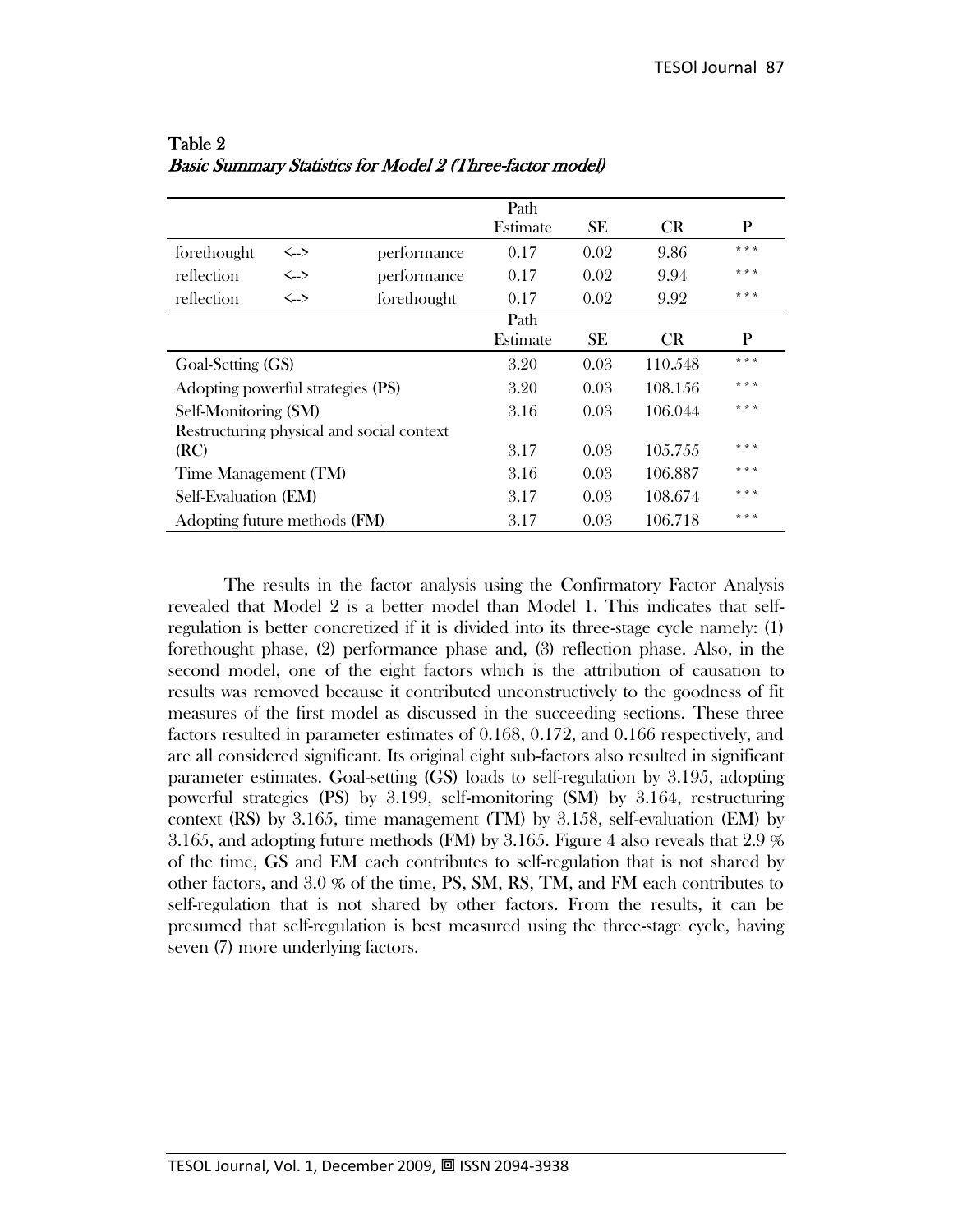Table 2
*Basic Summary Statistics for Model 2 (Three-factor model)*

| | | | Path Estimate | SE | CR | P |
|---|---|---|---|---|---|---|
| forethought | <--> | performance | 0.17 | 0.02 | 9.86 | *** |
| reflection | <--> | performance | 0.17 | 0.02 | 9.94 | *** |
| reflection | <--> | forethought | 0.17 | 0.02 | 9.92 | *** |
| | | | Path Estimate | SE | CR | P |
| Goal-Setting (GS) | | | 3.20 | 0.03 | 110.548 | *** |
| Adopting powerful strategies (PS) | | | 3.20 | 0.03 | 108.156 | *** |
| Self-Monitoring (SM) | | | 3.16 | 0.03 | 106.044 | *** |
| Restructuring physical and social context (RC) | | | 3.17 | 0.03 | 105.755 | *** |
| Time Management (TM) | | | 3.16 | 0.03 | 106.887 | *** |
| Self-Evaluation (EM) | | | 3.17 | 0.03 | 108.674 | *** |
| Adopting future methods (FM) | | | 3.17 | 0.03 | 106.718 | *** |

The results in the factor analysis using the Confirmatory Factor Analysis revealed that Model 2 is a better model than Model 1. This indicates that self-regulation is better concretized if it is divided into its three-stage cycle namely: (1) forethought phase, (2) performance phase and, (3) reflection phase. Also, in the second model, one of the eight factors which is the attribution of causation to results was removed because it contributed unconstructively to the goodness of fit measures of the first model as discussed in the succeeding sections. These three factors resulted in parameter estimates of 0.168, 0.172, and 0.166 respectively, and are all considered significant. Its original eight sub-factors also resulted in significant parameter estimates. Goal-setting (GS) loads to self-regulation by 3.195, adopting powerful strategies (PS) by 3.199, self-monitoring (SM) by 3.164, restructuring context (RS) by 3.165, time management (TM) by 3.158, self-evaluation (EM) by 3.165, and adopting future methods (FM) by 3.165. Figure 4 also reveals that 2.9 % of the time, GS and EM each contributes to self-regulation that is not shared by other factors, and 3.0 % of the time, PS, SM, RS, TM, and FM each contributes to self-regulation that is not shared by other factors. From the results, it can be presumed that self-regulation is best measured using the three-stage cycle, having seven (7) more underlying factors.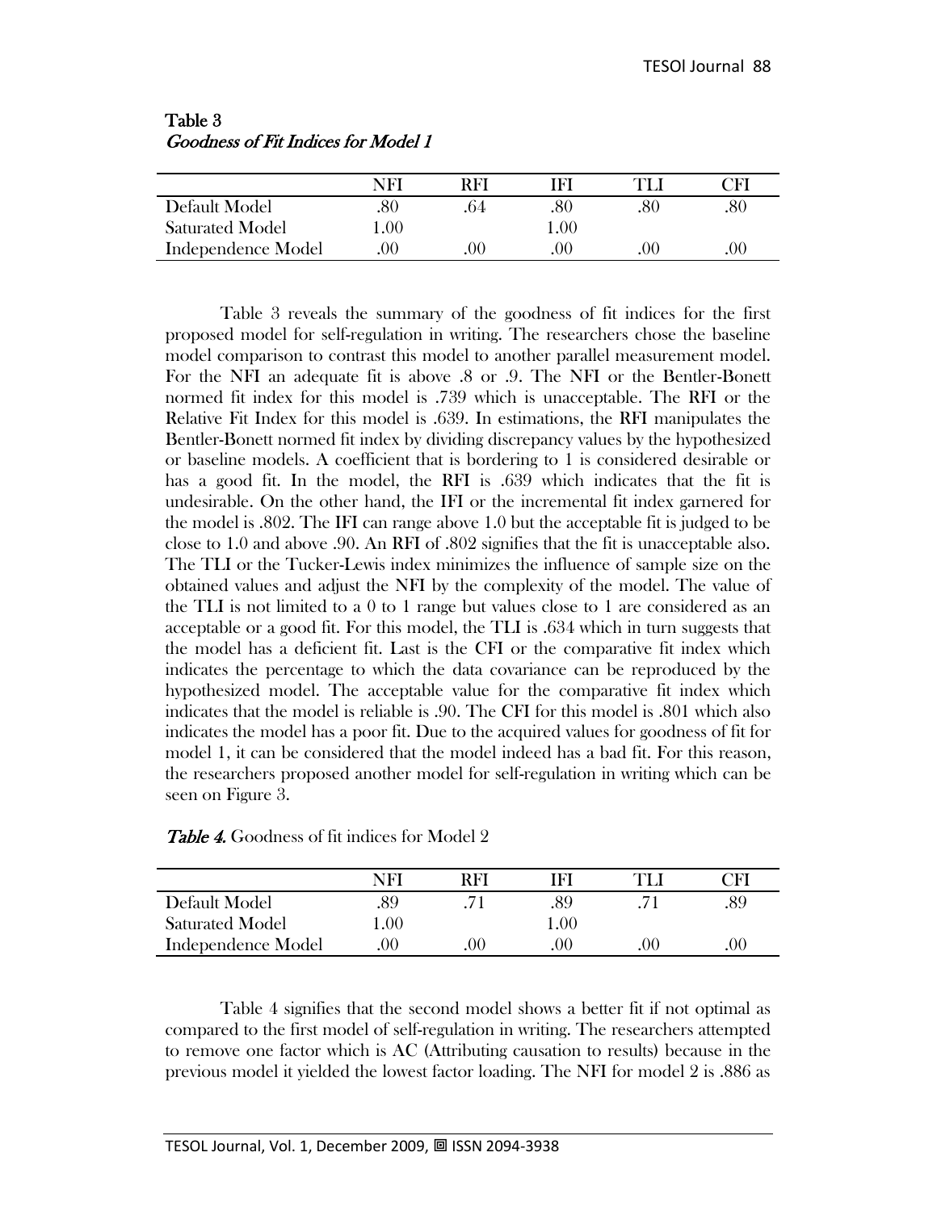**Table 3**
*Goodness of Fit Indices for Model 1*

| | NFI | RFI | IFI | TLI | CFI |
|---|---|---|---|---|---|
| Default Model | .80 | .64 | .80 | .80 | .80 |
| Saturated Model | 1.00 | | 1.00 | | |
| Independence Model | .00 | .00 | .00 | .00 | .00 |

Table 3 reveals the summary of the goodness of fit indices for the first proposed model for self-regulation in writing. The researchers chose the baseline model comparison to contrast this model to another parallel measurement model. For the NFI an adequate fit is above .8 or .9. The NFI or the Bentler-Bonett normed fit index for this model is .739 which is unacceptable. The RFI or the Relative Fit Index for this model is .639. In estimations, the RFI manipulates the Bentler-Bonett normed fit index by dividing discrepancy values by the hypothesized or baseline models. A coefficient that is bordering to 1 is considered desirable or has a good fit. In the model, the RFI is .639 which indicates that the fit is undesirable. On the other hand, the IFI or the incremental fit index garnered for the model is .802. The IFI can range above 1.0 but the acceptable fit is judged to be close to 1.0 and above .90. An RFI of .802 signifies that the fit is unacceptable also. The TLI or the Tucker-Lewis index minimizes the influence of sample size on the obtained values and adjust the NFI by the complexity of the model. The value of the TLI is not limited to a 0 to 1 range but values close to 1 are considered as an acceptable or a good fit. For this model, the TLI is .634 which in turn suggests that the model has a deficient fit. Last is the CFI or the comparative fit index which indicates the percentage to which the data covariance can be reproduced by the hypothesized model. The acceptable value for the comparative fit index which indicates that the model is reliable is .90. The CFI for this model is .801 which also indicates the model has a poor fit. Due to the acquired values for goodness of fit for model 1, it can be considered that the model indeed has a bad fit. For this reason, the researchers proposed another model for self-regulation in writing which can be seen on Figure 3.

***Table 4.*** Goodness of fit indices for Model 2

| | NFI | RFI | IFI | TLI | CFI |
|---|---|---|---|---|---|
| Default Model | .89 | .71 | .89 | .71 | .89 |
| Saturated Model | 1.00 | | 1.00 | | |
| Independence Model | .00 | .00 | .00 | .00 | .00 |

Table 4 signifies that the second model shows a better fit if not optimal as compared to the first model of self-regulation in writing. The researchers attempted to remove one factor which is AC (Attributing causation to results) because in the previous model it yielded the lowest factor loading. The NFI for model 2 is .886 as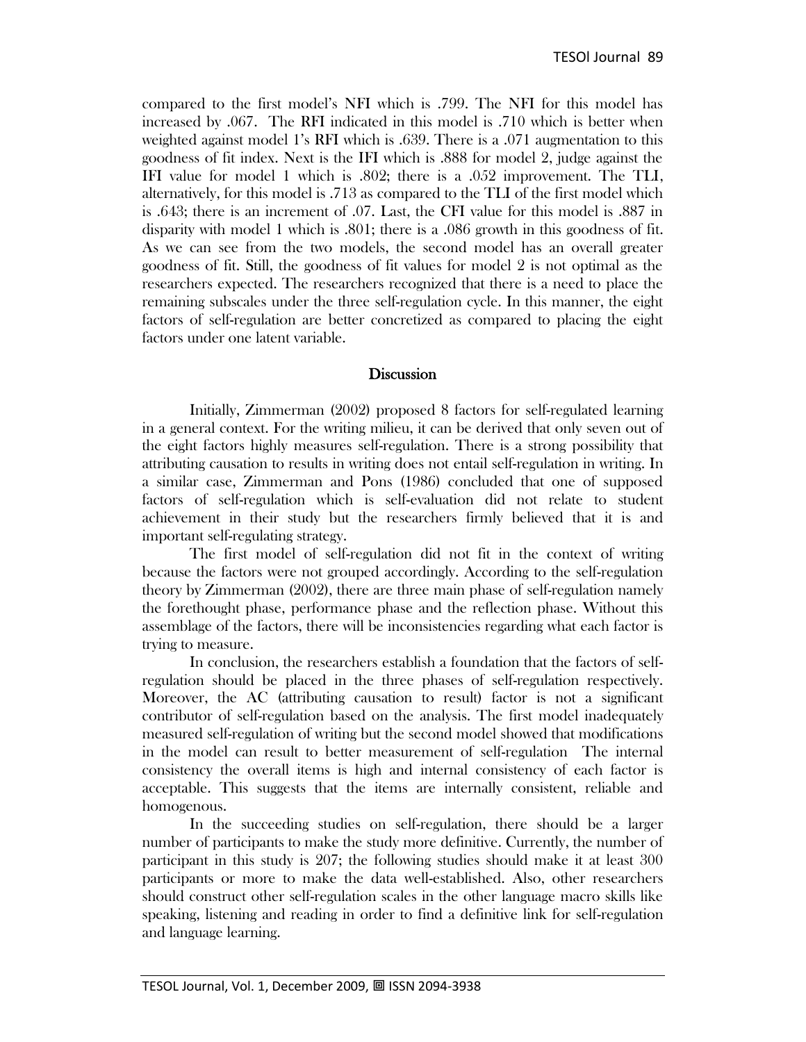compared to the first model's NFI which is .799. The NFI for this model has increased by .067. The RFI indicated in this model is .710 which is better when weighted against model 1's RFI which is .639. There is a .071 augmentation to this goodness of fit index. Next is the IFI which is .888 for model 2, judge against the IFI value for model 1 which is .802; there is a .052 improvement. The TLI, alternatively, for this model is .713 as compared to the TLI of the first model which is .643; there is an increment of .07. Last, the CFI value for this model is .887 in disparity with model 1 which is .801; there is a .086 growth in this goodness of fit. As we can see from the two models, the second model has an overall greater goodness of fit. Still, the goodness of fit values for model 2 is not optimal as the researchers expected. The researchers recognized that there is a need to place the remaining subscales under the three self-regulation cycle. In this manner, the eight factors of self-regulation are better concretized as compared to placing the eight factors under one latent variable.

## Discussion

Initially, Zimmerman (2002) proposed 8 factors for self-regulated learning in a general context. For the writing milieu, it can be derived that only seven out of the eight factors highly measures self-regulation. There is a strong possibility that attributing causation to results in writing does not entail self-regulation in writing. In a similar case, Zimmerman and Pons (1986) concluded that one of supposed factors of self-regulation which is self-evaluation did not relate to student achievement in their study but the researchers firmly believed that it is and important self-regulating strategy.

The first model of self-regulation did not fit in the context of writing because the factors were not grouped accordingly. According to the self-regulation theory by Zimmerman (2002), there are three main phase of self-regulation namely the forethought phase, performance phase and the reflection phase. Without this assemblage of the factors, there will be inconsistencies regarding what each factor is trying to measure.

In conclusion, the researchers establish a foundation that the factors of self-regulation should be placed in the three phases of self-regulation respectively. Moreover, the AC (attributing causation to result) factor is not a significant contributor of self-regulation based on the analysis. The first model inadequately measured self-regulation of writing but the second model showed that modifications in the model can result to better measurement of self-regulation The internal consistency the overall items is high and internal consistency of each factor is acceptable. This suggests that the items are internally consistent, reliable and homogenous.

In the succeeding studies on self-regulation, there should be a larger number of participants to make the study more definitive. Currently, the number of participant in this study is 207; the following studies should make it at least 300 participants or more to make the data well-established. Also, other researchers should construct other self-regulation scales in the other language macro skills like speaking, listening and reading in order to find a definitive link for self-regulation and language learning.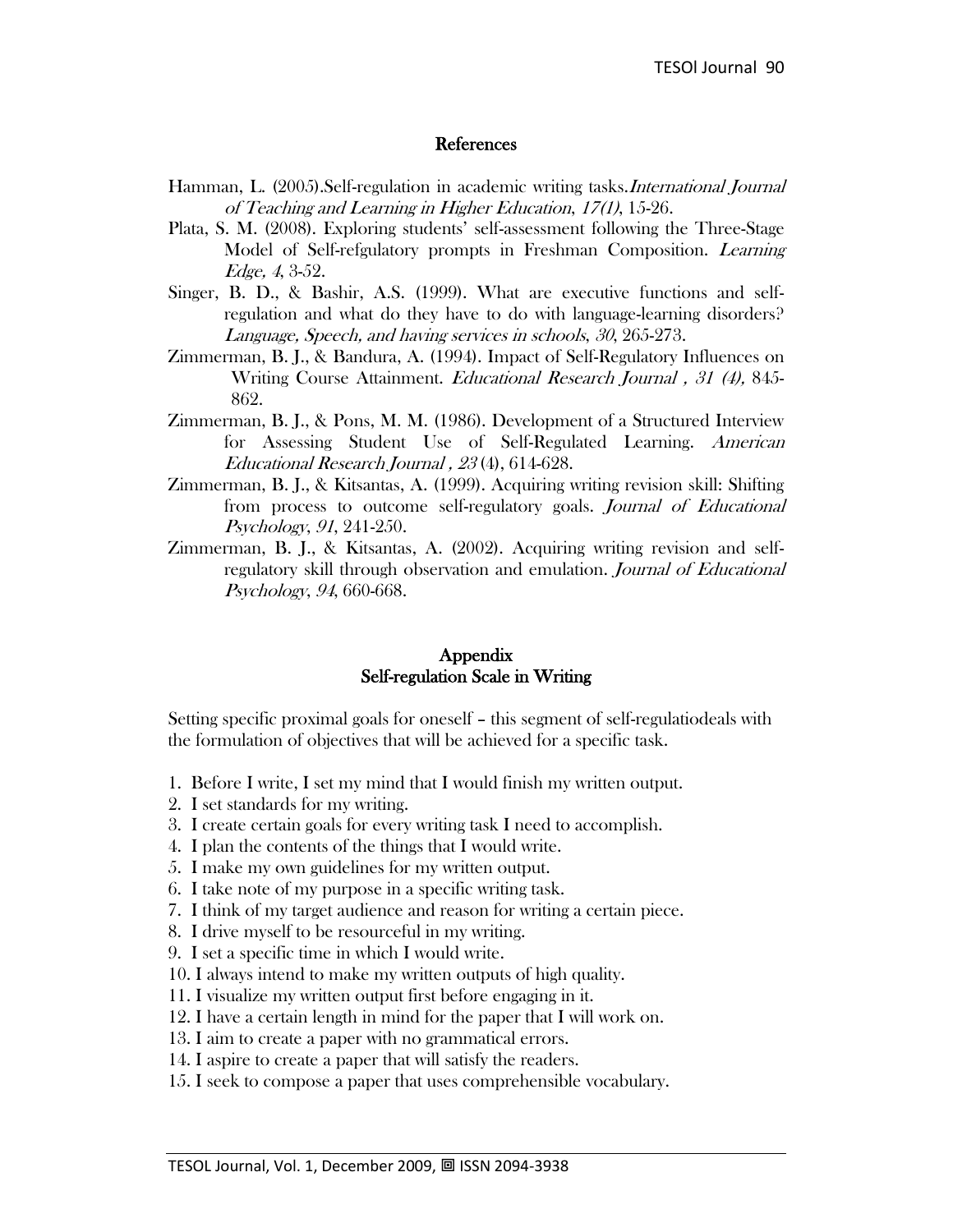## References

Hamman, L. (2005).Self-regulation in academic writing tasks.*International Journal of Teaching and Learning in Higher Education*, *17(1)*, 15-26.

Plata, S. M. (2008). Exploring students' self-assessment following the Three-Stage Model of Self-refgulatory prompts in Freshman Composition. *Learning Edge, 4*, 3-52.

Singer, B. D., & Bashir, A.S. (1999). What are executive functions and self-regulation and what do they have to do with language-learning disorders? *Language, Speech, and having services in schools*, *30*, 265-273.

Zimmerman, B. J., & Bandura, A. (1994). Impact of Self-Regulatory Influences on Writing Course Attainment. *Educational Research Journal , 31 (4),* 845-862.

Zimmerman, B. J., & Pons, M. M. (1986). Development of a Structured Interview for Assessing Student Use of Self-Regulated Learning. *American Educational Research Journal , 23* (4), 614-628.

Zimmerman, B. J., & Kitsantas, A. (1999). Acquiring writing revision skill: Shifting from process to outcome self-regulatory goals. *Journal of Educational Psychology*, *91*, 241-250.

Zimmerman, B. J., & Kitsantas, A. (2002). Acquiring writing revision and self-regulatory skill through observation and emulation. *Journal of Educational Psychology*, *94*, 660-668.

## Appendix
## Self-regulation Scale in Writing

Setting specific proximal goals for oneself – this segment of self-regulatiodeals with the formulation of objectives that will be achieved for a specific task.

1. Before I write, I set my mind that I would finish my written output.
2. I set standards for my writing.
3. I create certain goals for every writing task I need to accomplish.
4. I plan the contents of the things that I would write.
5. I make my own guidelines for my written output.
6. I take note of my purpose in a specific writing task.
7. I think of my target audience and reason for writing a certain piece.
8. I drive myself to be resourceful in my writing.
9. I set a specific time in which I would write.
10. I always intend to make my written outputs of high quality.
11. I visualize my written output first before engaging in it.
12. I have a certain length in mind for the paper that I will work on.
13. I aim to create a paper with no grammatical errors.
14. I aspire to create a paper that will satisfy the readers.
15. I seek to compose a paper that uses comprehensible vocabulary.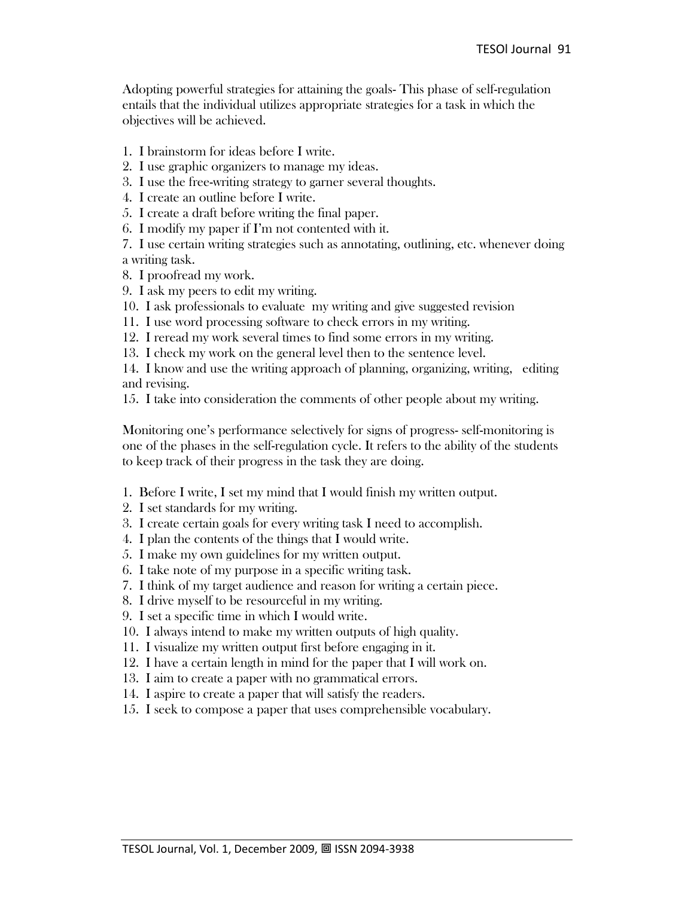Adopting powerful strategies for attaining the goals- This phase of self-regulation entails that the individual utilizes appropriate strategies for a task in which the objectives will be achieved.

1. I brainstorm for ideas before I write.
2. I use graphic organizers to manage my ideas.
3. I use the free-writing strategy to garner several thoughts.
4. I create an outline before I write.
5. I create a draft before writing the final paper.
6. I modify my paper if I'm not contented with it.
7. I use certain writing strategies such as annotating, outlining, etc. whenever doing a writing task.
8. I proofread my work.
9. I ask my peers to edit my writing.
10. I ask professionals to evaluate my writing and give suggested revision
11. I use word processing software to check errors in my writing.
12. I reread my work several times to find some errors in my writing.
13. I check my work on the general level then to the sentence level.
14. I know and use the writing approach of planning, organizing, writing, editing and revising.
15. I take into consideration the comments of other people about my writing.

Monitoring one's performance selectively for signs of progress- self-monitoring is one of the phases in the self-regulation cycle. It refers to the ability of the students to keep track of their progress in the task they are doing.

1. Before I write, I set my mind that I would finish my written output.
2. I set standards for my writing.
3. I create certain goals for every writing task I need to accomplish.
4. I plan the contents of the things that I would write.
5. I make my own guidelines for my written output.
6. I take note of my purpose in a specific writing task.
7. I think of my target audience and reason for writing a certain piece.
8. I drive myself to be resourceful in my writing.
9. I set a specific time in which I would write.
10. I always intend to make my written outputs of high quality.
11. I visualize my written output first before engaging in it.
12. I have a certain length in mind for the paper that I will work on.
13. I aim to create a paper with no grammatical errors.
14. I aspire to create a paper that will satisfy the readers.
15. I seek to compose a paper that uses comprehensible vocabulary.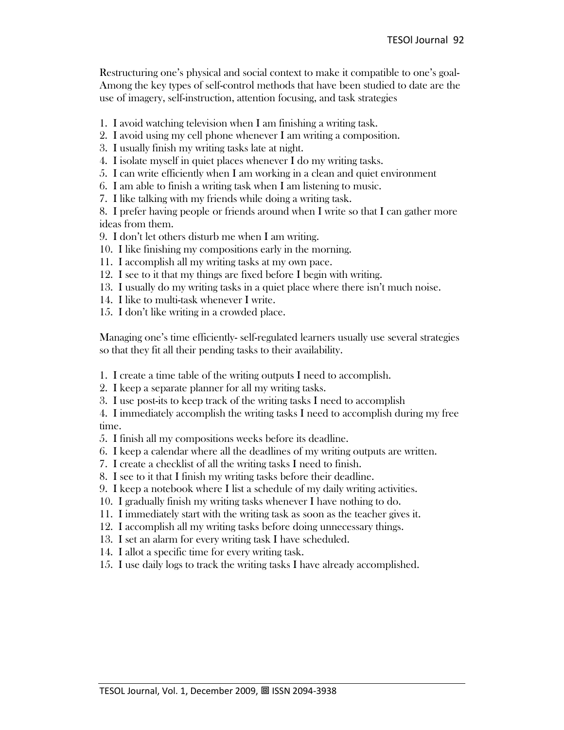Restructuring one's physical and social context to make it compatible to one's goal- Among the key types of self-control methods that have been studied to date are the use of imagery, self-instruction, attention focusing, and task strategies

1. I avoid watching television when I am finishing a writing task.
2. I avoid using my cell phone whenever I am writing a composition.
3. I usually finish my writing tasks late at night.
4. I isolate myself in quiet places whenever I do my writing tasks.
5. I can write efficiently when I am working in a clean and quiet environment
6. I am able to finish a writing task when I am listening to music.
7. I like talking with my friends while doing a writing task.
8. I prefer having people or friends around when I write so that I can gather more ideas from them.
9. I don't let others disturb me when I am writing.
10. I like finishing my compositions early in the morning.
11. I accomplish all my writing tasks at my own pace.
12. I see to it that my things are fixed before I begin with writing.
13. I usually do my writing tasks in a quiet place where there isn't much noise.
14. I like to multi-task whenever I write.
15. I don't like writing in a crowded place.

Managing one's time efficiently- self-regulated learners usually use several strategies so that they fit all their pending tasks to their availability.

1. I create a time table of the writing outputs I need to accomplish.
2. I keep a separate planner for all my writing tasks.
3. I use post-its to keep track of the writing tasks I need to accomplish
4. I immediately accomplish the writing tasks I need to accomplish during my free time.
5. I finish all my compositions weeks before its deadline.
6. I keep a calendar where all the deadlines of my writing outputs are written.
7. I create a checklist of all the writing tasks I need to finish.
8. I see to it that I finish my writing tasks before their deadline.
9. I keep a notebook where I list a schedule of my daily writing activities.
10. I gradually finish my writing tasks whenever I have nothing to do.
11. I immediately start with the writing task as soon as the teacher gives it.
12. I accomplish all my writing tasks before doing unnecessary things.
13. I set an alarm for every writing task I have scheduled.
14. I allot a specific time for every writing task.
15. I use daily logs to track the writing tasks I have already accomplished.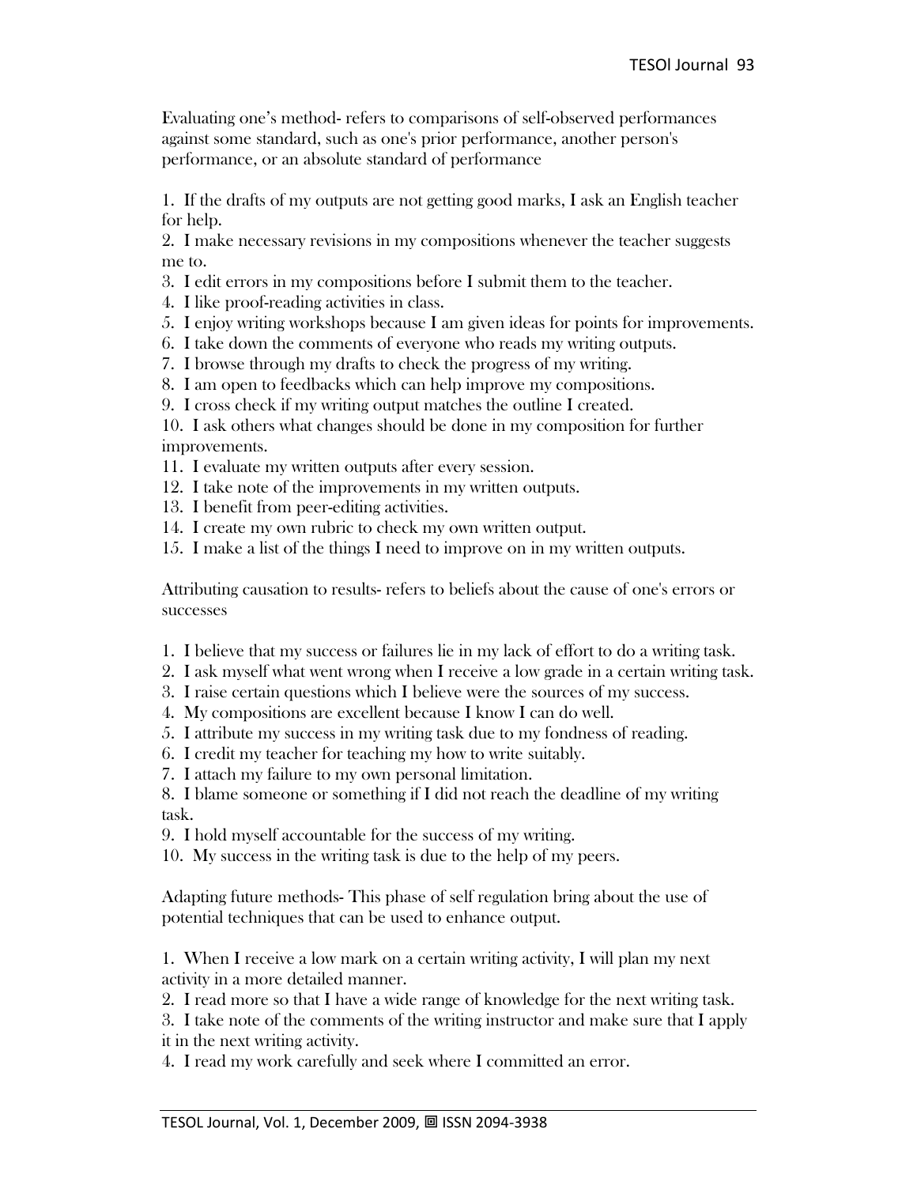Evaluating one's method- refers to comparisons of self-observed performances against some standard, such as one's prior performance, another person's performance, or an absolute standard of performance

1. If the drafts of my outputs are not getting good marks, I ask an English teacher for help.
2. I make necessary revisions in my compositions whenever the teacher suggests me to.
3. I edit errors in my compositions before I submit them to the teacher.
4. I like proof-reading activities in class.
5. I enjoy writing workshops because I am given ideas for points for improvements.
6. I take down the comments of everyone who reads my writing outputs.
7. I browse through my drafts to check the progress of my writing.
8. I am open to feedbacks which can help improve my compositions.
9. I cross check if my writing output matches the outline I created.
10. I ask others what changes should be done in my composition for further improvements.
11. I evaluate my written outputs after every session.
12. I take note of the improvements in my written outputs.
13. I benefit from peer-editing activities.
14. I create my own rubric to check my own written output.
15. I make a list of the things I need to improve on in my written outputs.

Attributing causation to results- refers to beliefs about the cause of one's errors or successes

1. I believe that my success or failures lie in my lack of effort to do a writing task.
2. I ask myself what went wrong when I receive a low grade in a certain writing task.
3. I raise certain questions which I believe were the sources of my success.
4. My compositions are excellent because I know I can do well.
5. I attribute my success in my writing task due to my fondness of reading.
6. I credit my teacher for teaching my how to write suitably.
7. I attach my failure to my own personal limitation.
8. I blame someone or something if I did not reach the deadline of my writing task.
9. I hold myself accountable for the success of my writing.
10. My success in the writing task is due to the help of my peers.

Adapting future methods- This phase of self regulation bring about the use of potential techniques that can be used to enhance output.

1. When I receive a low mark on a certain writing activity, I will plan my next activity in a more detailed manner.
2. I read more so that I have a wide range of knowledge for the next writing task.
3. I take note of the comments of the writing instructor and make sure that I apply it in the next writing activity.
4. I read my work carefully and seek where I committed an error.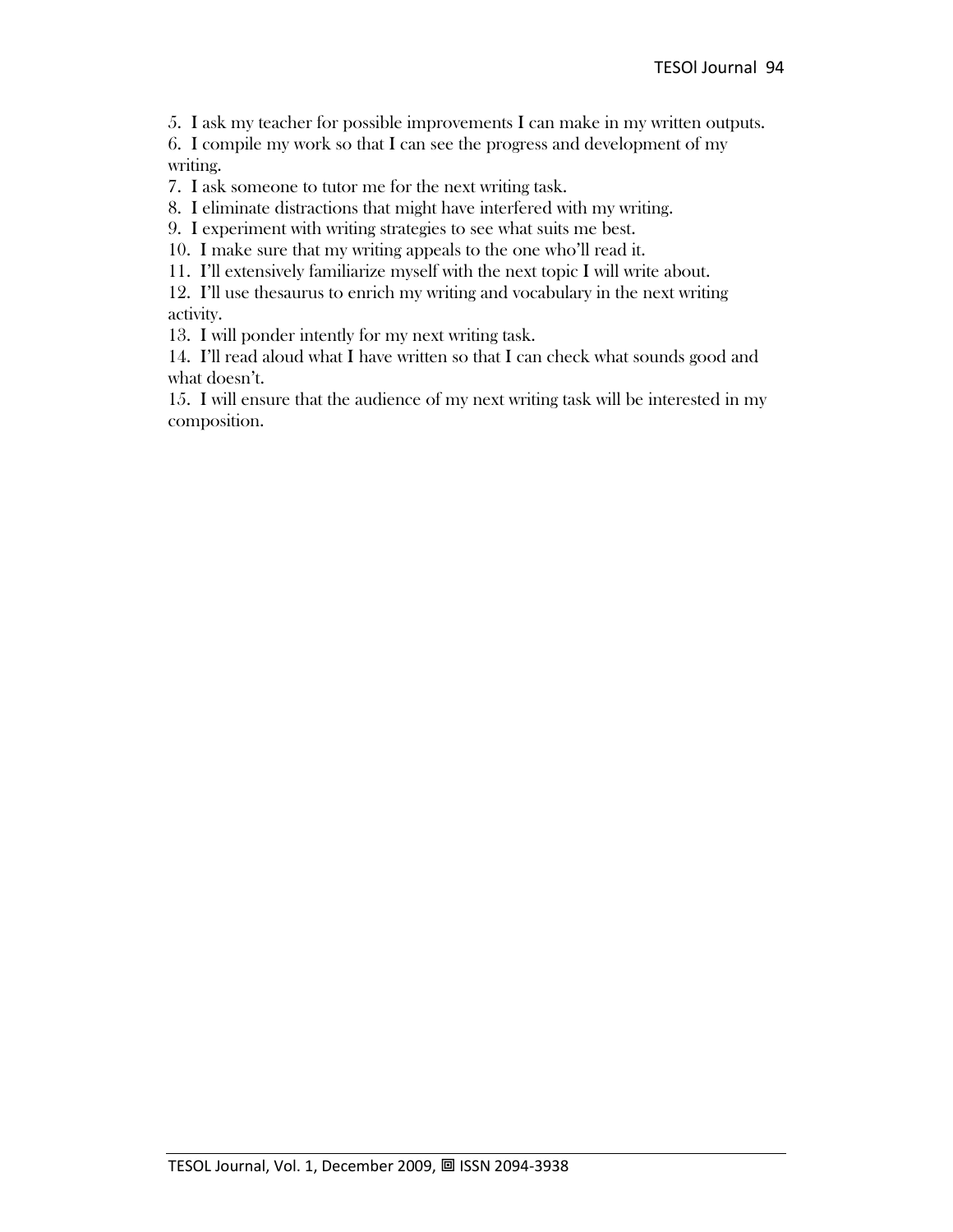5. I ask my teacher for possible improvements I can make in my written outputs.
6. I compile my work so that I can see the progress and development of my writing.
7. I ask someone to tutor me for the next writing task.
8. I eliminate distractions that might have interfered with my writing.
9. I experiment with writing strategies to see what suits me best.
10. I make sure that my writing appeals to the one who'll read it.
11. I'll extensively familiarize myself with the next topic I will write about.
12. I'll use thesaurus to enrich my writing and vocabulary in the next writing activity.
13. I will ponder intently for my next writing task.
14. I'll read aloud what I have written so that I can check what sounds good and what doesn't.
15. I will ensure that the audience of my next writing task will be interested in my composition.